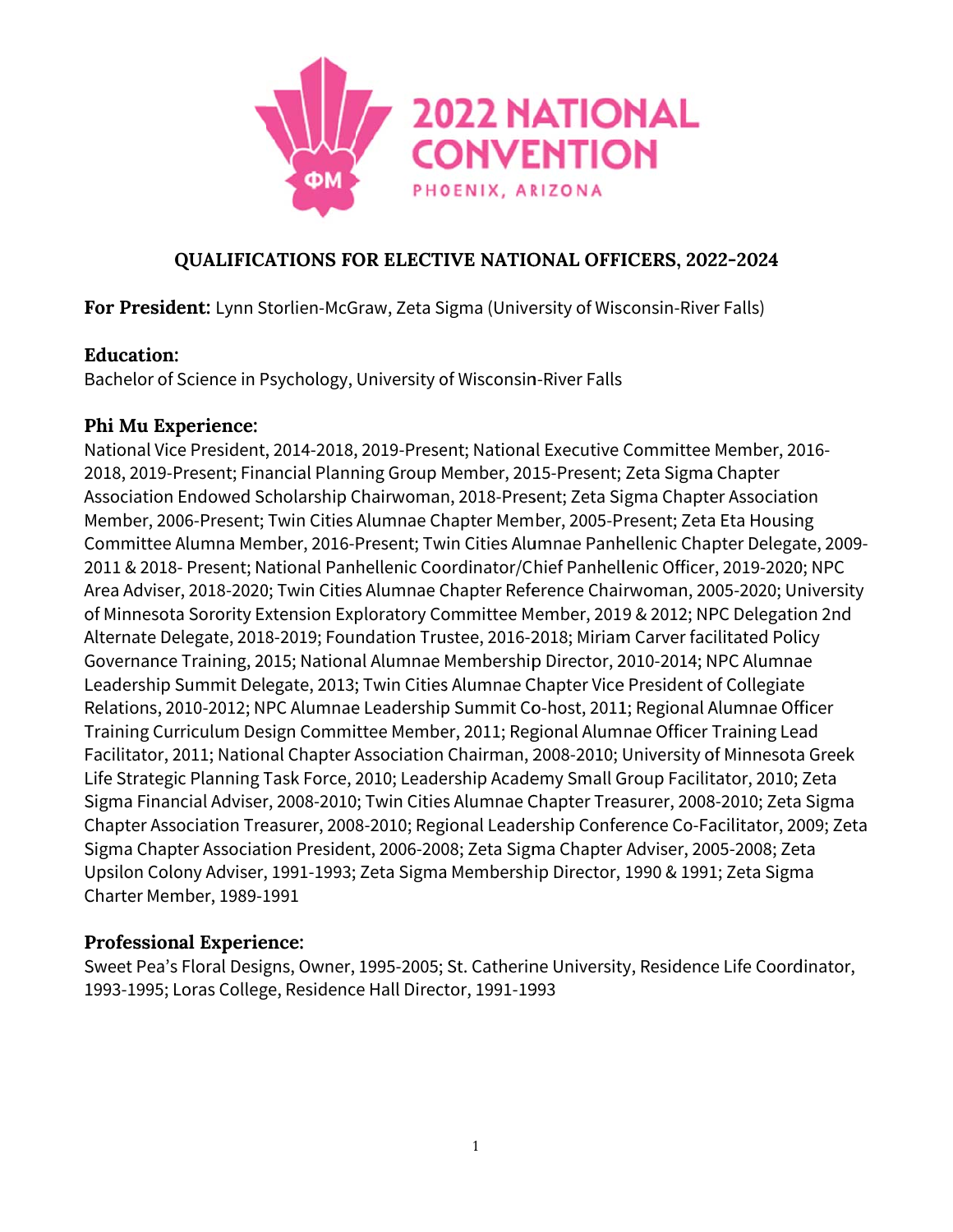# 2022 NATIONAL CONVENTION

PHOENIX, ARIZONA

## QUALIFICATIONS FOR ELECTIVE NATIONAL OFFICERS, 2022-2024

**For President:** Lynn Storlien-McGraw, Zeta Sigma (University of Wisconsin-River Falls)

**Education:**
Bachelor of Science in Psychology, University of Wisconsin-River Falls

**Phi Mu Experience:**
National Vice President, 2014-2018, 2019-Present; National Executive Committee Member, 2016-2018, 2019-Present; Financial Planning Group Member, 2015-Present; Zeta Sigma Chapter Association Endowed Scholarship Chairwoman, 2018-Present; Zeta Sigma Chapter Association Member, 2006-Present; Twin Cities Alumnae Chapter Member, 2005-Present; Zeta Eta Housing Committee Alumna Member, 2016-Present; Twin Cities Alumnae Panhellenic Chapter Delegate, 2009-2011 & 2018- Present; National Panhellenic Coordinator/Chief Panhellenic Officer, 2019-2020; NPC Area Adviser, 2018-2020; Twin Cities Alumnae Chapter Reference Chairwoman, 2005-2020; University of Minnesota Sorority Extension Exploratory Committee Member, 2019 & 2012; NPC Delegation 2nd Alternate Delegate, 2018-2019; Foundation Trustee, 2016-2018; Miriam Carver facilitated Policy Governance Training, 2015; National Alumnae Membership Director, 2010-2014; NPC Alumnae Leadership Summit Delegate, 2013; Twin Cities Alumnae Chapter Vice President of Collegiate Relations, 2010-2012; NPC Alumnae Leadership Summit Co-host, 2011; Regional Alumnae Officer Training Curriculum Design Committee Member, 2011; Regional Alumnae Officer Training Lead Facilitator, 2011; National Chapter Association Chairman, 2008-2010; University of Minnesota Greek Life Strategic Planning Task Force, 2010; Leadership Academy Small Group Facilitator, 2010; Zeta Sigma Financial Adviser, 2008-2010; Twin Cities Alumnae Chapter Treasurer, 2008-2010; Zeta Sigma Chapter Association Treasurer, 2008-2010; Regional Leadership Conference Co-Facilitator, 2009; Zeta Sigma Chapter Association President, 2006-2008; Zeta Sigma Chapter Adviser, 2005-2008; Zeta Upsilon Colony Adviser, 1991-1993; Zeta Sigma Membership Director, 1990 & 1991; Zeta Sigma Charter Member, 1989-1991

**Professional Experience:**
Sweet Pea's Floral Designs, Owner, 1995-2005; St. Catherine University, Residence Life Coordinator, 1993-1995; Loras College, Residence Hall Director, 1991-1993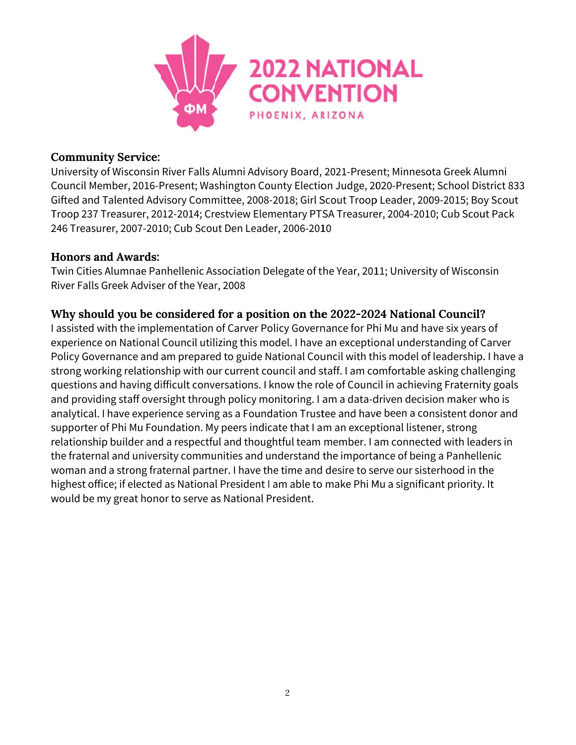**Community Service**:
University of Wisconsin River Falls Alumni Advisory Board, 2021-Present; Minnesota Greek Alumni Council Member, 2016-Present; Washington County Election Judge, 2020-Present; School District 833 Gifted and Talented Advisory Committee, 2008-2018; Girl Scout Troop Leader, 2009-2015; Boy Scout Troop 237 Treasurer, 2012-2014; Crestview Elementary PTSA Treasurer, 2004-2010; Cub Scout Pack 246 Treasurer, 2007-2010; Cub Scout Den Leader, 2006-2010

**Honors and Awards**:
Twin Cities Alumnae Panhellenic Association Delegate of the Year, 2011; University of Wisconsin River Falls Greek Adviser of the Year, 2008

**Why should you be considered for a position on the 2022-2024 National Council?**
I assisted with the implementation of Carver Policy Governance for Phi Mu and have six years of experience on National Council utilizing this model. I have an exceptional understanding of Carver Policy Governance and am prepared to guide National Council with this model of leadership. I have a strong working relationship with our current council and staff. I am comfortable asking challenging questions and having difficult conversations. I know the role of Council in achieving Fraternity goals and providing staff oversight through policy monitoring. I am a data-driven decision maker who is analytical. I have experience serving as a Foundation Trustee and have been a consistent donor and supporter of Phi Mu Foundation. My peers indicate that I am an exceptional listener, strong relationship builder and a respectful and thoughtful team member. I am connected with leaders in the fraternal and university communities and understand the importance of being a Panhellenic woman and a strong fraternal partner. I have the time and desire to serve our sisterhood in the highest office; if elected as National President I am able to make Phi Mu a significant priority. It would be my great honor to serve as National President.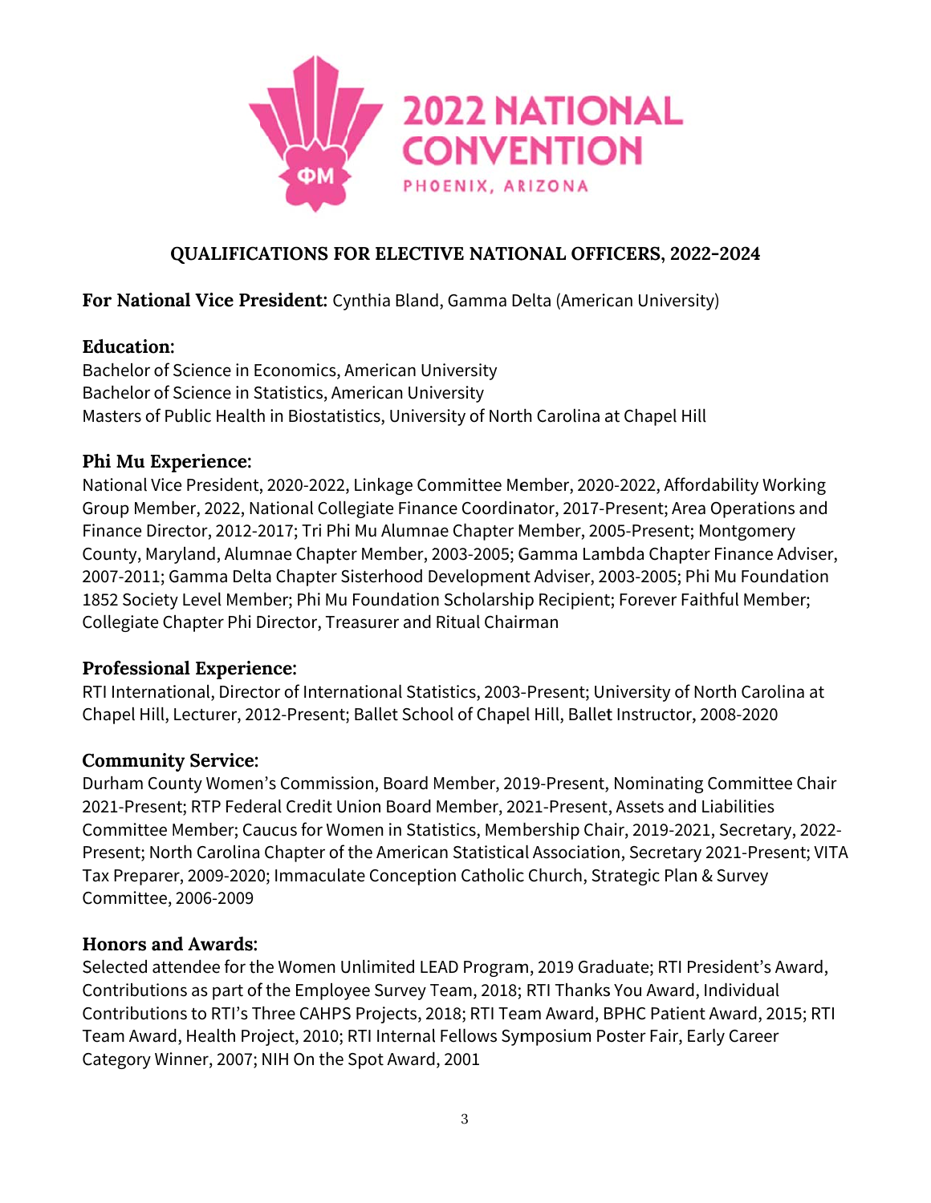2022 NATIONAL CONVENTION
PHOENIX, ARIZONA

## QUALIFICATIONS FOR ELECTIVE NATIONAL OFFICERS, 2022-2024

**For National Vice President:** Cynthia Bland, Gamma Delta (American University)

### Education:

Bachelor of Science in Economics, American University
Bachelor of Science in Statistics, American University
Masters of Public Health in Biostatistics, University of North Carolina at Chapel Hill

### Phi Mu Experience:

National Vice President, 2020-2022, Linkage Committee Member, 2020-2022, Affordability Working Group Member, 2022, National Collegiate Finance Coordinator, 2017-Present; Area Operations and Finance Director, 2012-2017; Tri Phi Mu Alumnae Chapter Member, 2005-Present; Montgomery County, Maryland, Alumnae Chapter Member, 2003-2005; Gamma Lambda Chapter Finance Adviser, 2007-2011; Gamma Delta Chapter Sisterhood Development Adviser, 2003-2005; Phi Mu Foundation 1852 Society Level Member; Phi Mu Foundation Scholarship Recipient; Forever Faithful Member; Collegiate Chapter Phi Director, Treasurer and Ritual Chairman

### Professional Experience:

RTI International, Director of International Statistics, 2003-Present; University of North Carolina at Chapel Hill, Lecturer, 2012-Present; Ballet School of Chapel Hill, Ballet Instructor, 2008-2020

### Community Service:

Durham County Women's Commission, Board Member, 2019-Present, Nominating Committee Chair 2021-Present; RTP Federal Credit Union Board Member, 2021-Present, Assets and Liabilities Committee Member; Caucus for Women in Statistics, Membership Chair, 2019-2021, Secretary, 2022-Present; North Carolina Chapter of the American Statistical Association, Secretary 2021-Present; VITA Tax Preparer, 2009-2020; Immaculate Conception Catholic Church, Strategic Plan & Survey Committee, 2006-2009

### Honors and Awards:

Selected attendee for the Women Unlimited LEAD Program, 2019 Graduate; RTI President's Award, Contributions as part of the Employee Survey Team, 2018; RTI Thanks You Award, Individual Contributions to RTI's Three CAHPS Projects, 2018; RTI Team Award, BPHC Patient Award, 2015; RTI Team Award, Health Project, 2010; RTI Internal Fellows Symposium Poster Fair, Early Career Category Winner, 2007; NIH On the Spot Award, 2001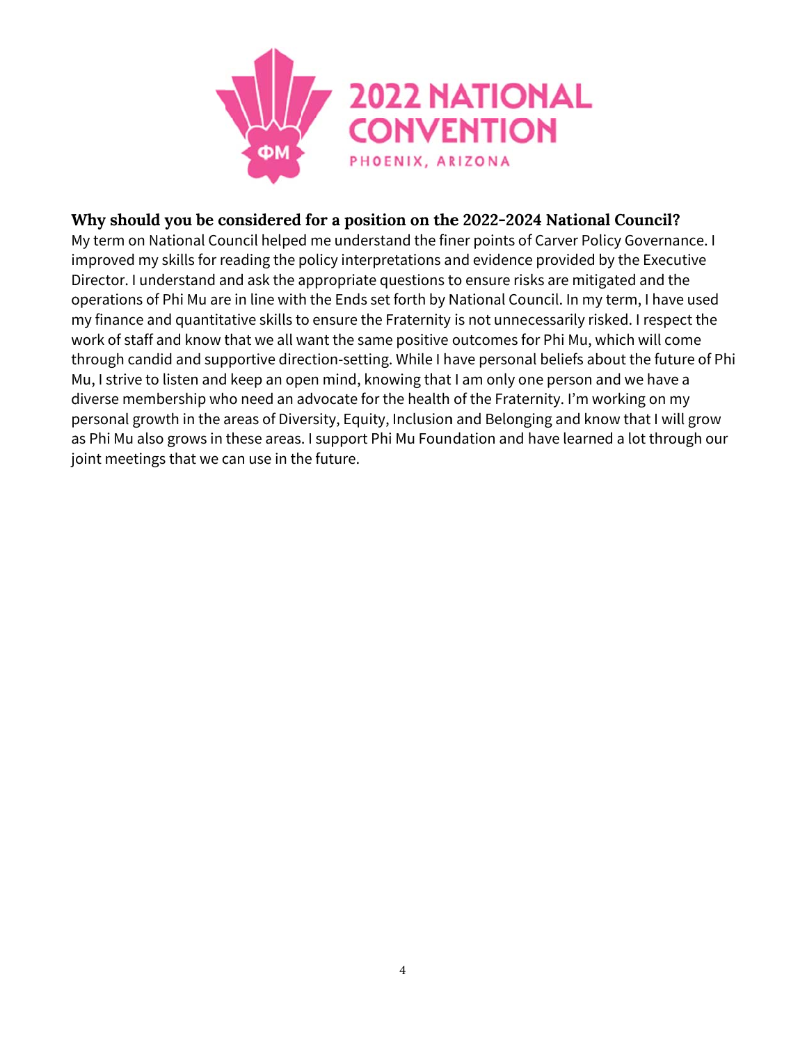2022 NATIONAL CONVENTION
PHOENIX, ARIZONA

**Why should you be considered for a position on the 2022-2024 National Council?**

My term on National Council helped me understand the finer points of Carver Policy Governance. I improved my skills for reading the policy interpretations and evidence provided by the Executive Director. I understand and ask the appropriate questions to ensure risks are mitigated and the operations of Phi Mu are in line with the Ends set forth by National Council. In my term, I have used my finance and quantitative skills to ensure the Fraternity is not unnecessarily risked. I respect the work of staff and know that we all want the same positive outcomes for Phi Mu, which will come through candid and supportive direction-setting. While I have personal beliefs about the future of Phi Mu, I strive to listen and keep an open mind, knowing that I am only one person and we have a diverse membership who need an advocate for the health of the Fraternity. I'm working on my personal growth in the areas of Diversity, Equity, Inclusion and Belonging and know that I will grow as Phi Mu also grows in these areas. I support Phi Mu Foundation and have learned a lot through our joint meetings that we can use in the future.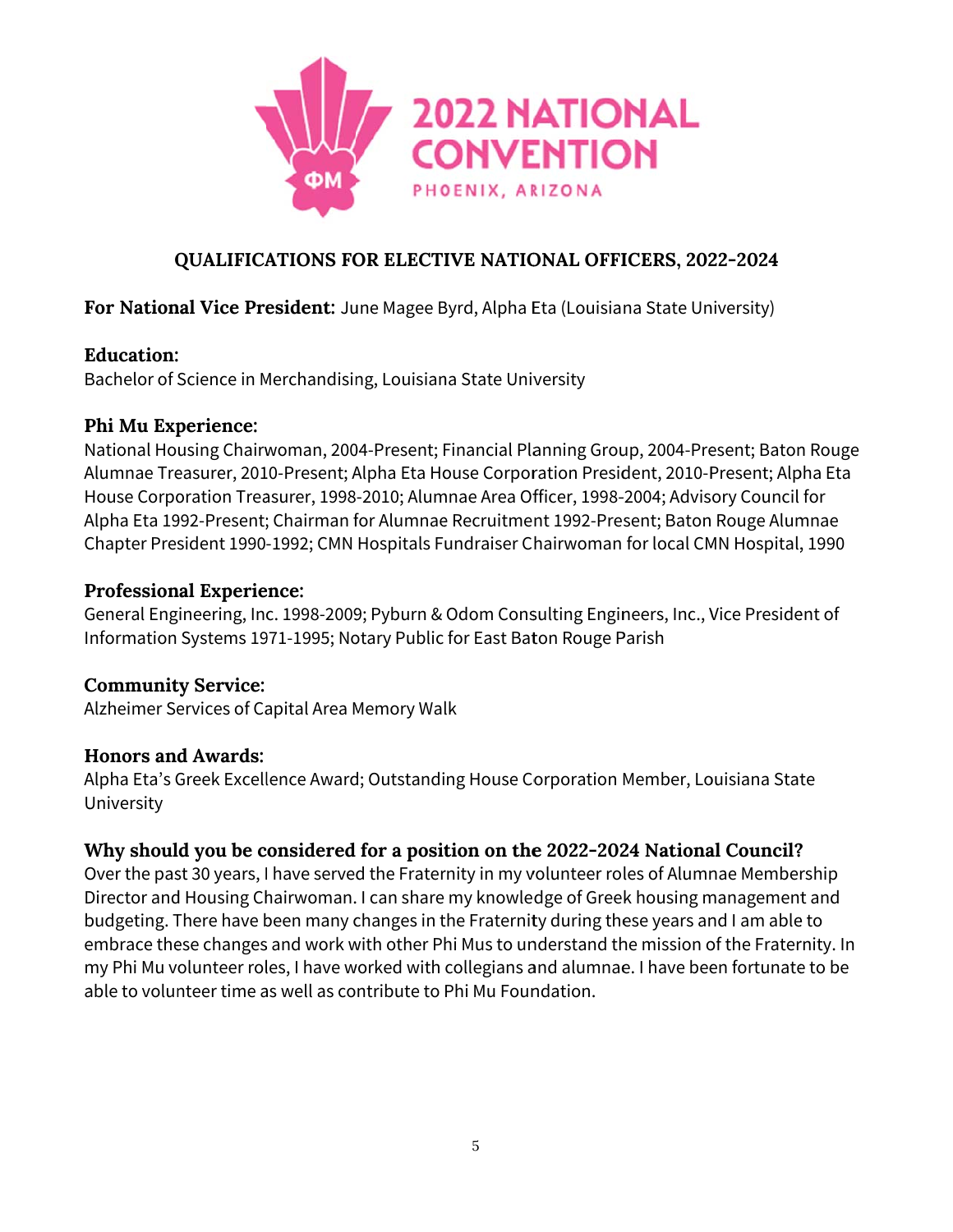# 2022 NATIONAL CONVENTION

PHOENIX, ARIZONA

## QUALIFICATIONS FOR ELECTIVE NATIONAL OFFICERS, 2022-2024

**For National Vice President:** June Magee Byrd, Alpha Eta (Louisiana State University)

**Education:**
Bachelor of Science in Merchandising, Louisiana State University

**Phi Mu Experience:**
National Housing Chairwoman, 2004-Present; Financial Planning Group, 2004-Present; Baton Rouge Alumnae Treasurer, 2010-Present; Alpha Eta House Corporation President, 2010-Present; Alpha Eta House Corporation Treasurer, 1998-2010; Alumnae Area Officer, 1998-2004; Advisory Council for Alpha Eta 1992-Present; Chairman for Alumnae Recruitment 1992-Present; Baton Rouge Alumnae Chapter President 1990-1992; CMN Hospitals Fundraiser Chairwoman for local CMN Hospital, 1990

**Professional Experience:**
General Engineering, Inc. 1998-2009; Pyburn & Odom Consulting Engineers, Inc., Vice President of Information Systems 1971-1995; Notary Public for East Baton Rouge Parish

**Community Service:**
Alzheimer Services of Capital Area Memory Walk

**Honors and Awards:**
Alpha Eta's Greek Excellence Award; Outstanding House Corporation Member, Louisiana State University

**Why should you be considered for a position on the 2022-2024 National Council?**
Over the past 30 years, I have served the Fraternity in my volunteer roles of Alumnae Membership Director and Housing Chairwoman. I can share my knowledge of Greek housing management and budgeting. There have been many changes in the Fraternity during these years and I am able to embrace these changes and work with other Phi Mus to understand the mission of the Fraternity. In my Phi Mu volunteer roles, I have worked with collegians and alumnae. I have been fortunate to be able to volunteer time as well as contribute to Phi Mu Foundation.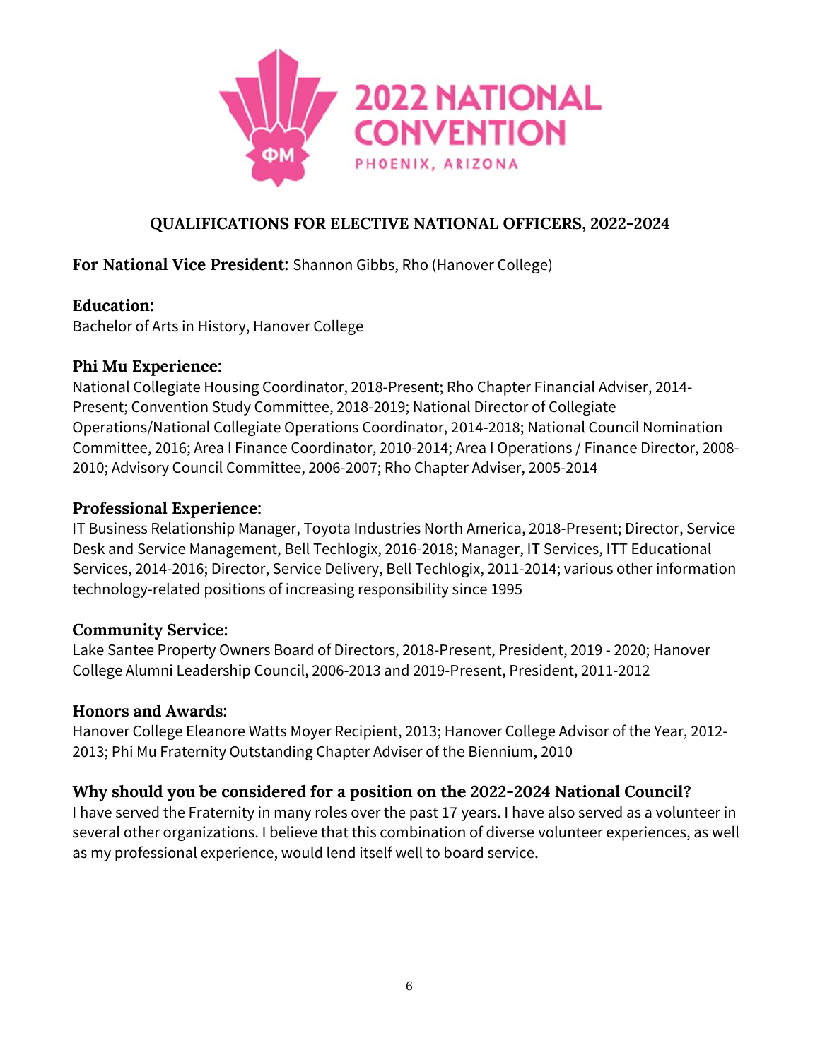# 2022 NATIONAL CONVENTION

PHOENIX, ARIZONA

## QUALIFICATIONS FOR ELECTIVE NATIONAL OFFICERS, 2022-2024

**For National Vice President:** Shannon Gibbs, Rho (Hanover College)

**Education:**
Bachelor of Arts in History, Hanover College

**Phi Mu Experience:**
National Collegiate Housing Coordinator, 2018-Present; Rho Chapter Financial Adviser, 2014-Present; Convention Study Committee, 2018-2019; National Director of Collegiate Operations/National Collegiate Operations Coordinator, 2014-2018; National Council Nomination Committee, 2016; Area I Finance Coordinator, 2010-2014; Area I Operations / Finance Director, 2008-2010; Advisory Council Committee, 2006-2007; Rho Chapter Adviser, 2005-2014

**Professional Experience:**
IT Business Relationship Manager, Toyota Industries North America, 2018-Present; Director, Service Desk and Service Management, Bell Techlogix, 2016-2018; Manager, IT Services, ITT Educational Services, 2014-2016; Director, Service Delivery, Bell Techlogix, 2011-2014; various other information technology-related positions of increasing responsibility since 1995

**Community Service:**
Lake Santee Property Owners Board of Directors, 2018-Present, President, 2019 - 2020; Hanover College Alumni Leadership Council, 2006-2013 and 2019-Present, President, 2011-2012

**Honors and Awards:**
Hanover College Eleanore Watts Moyer Recipient, 2013; Hanover College Advisor of the Year, 2012-2013; Phi Mu Fraternity Outstanding Chapter Adviser of the Biennium, 2010

**Why should you be considered for a position on the 2022-2024 National Council?**
I have served the Fraternity in many roles over the past 17 years. I have also served as a volunteer in several other organizations. I believe that this combination of diverse volunteer experiences, as well as my professional experience, would lend itself well to board service.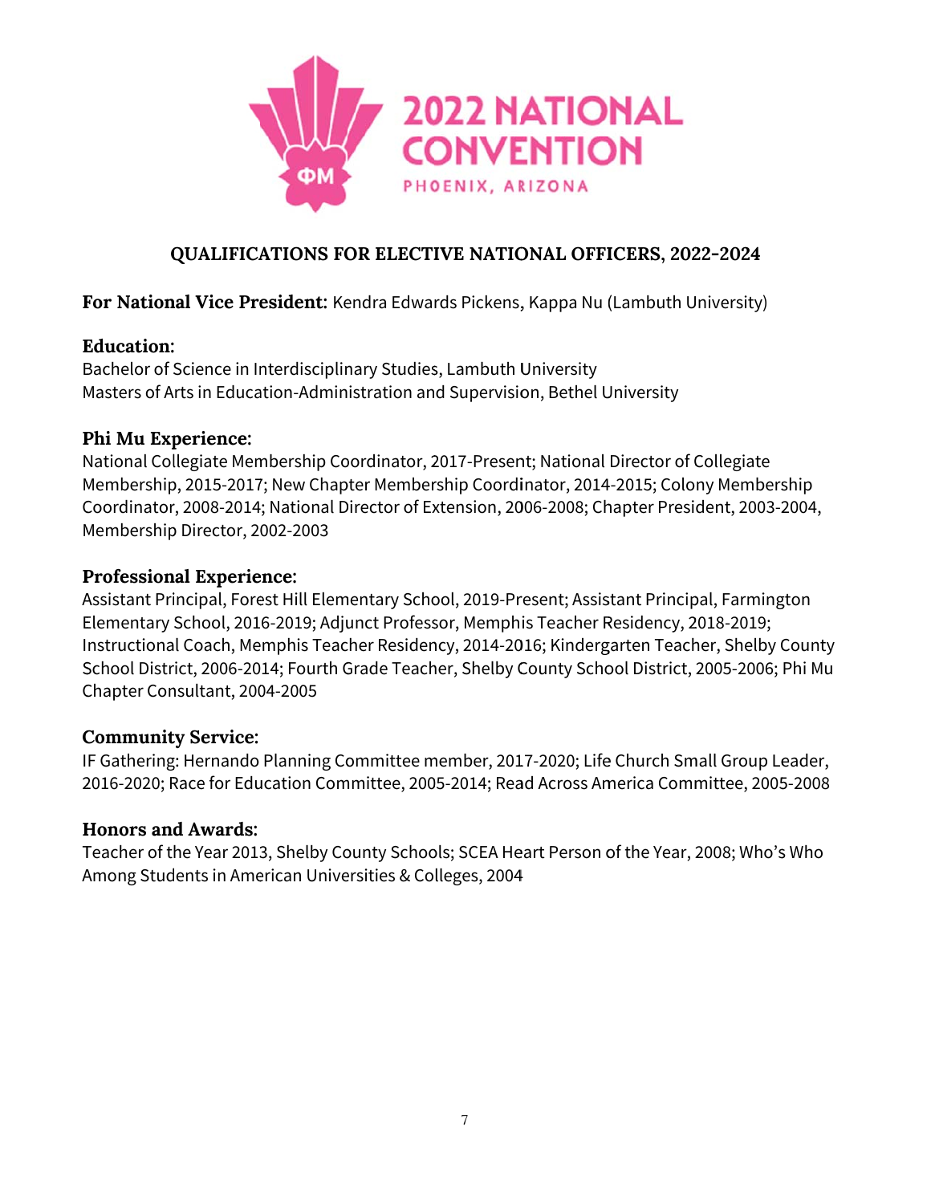2022 NATIONAL CONVENTION

PHOENIX, ARIZONA

## QUALIFICATIONS FOR ELECTIVE NATIONAL OFFICERS, 2022-2024

**For National Vice President:** Kendra Edwards Pickens, Kappa Nu (Lambuth University)

### Education:

Bachelor of Science in Interdisciplinary Studies, Lambuth University
Masters of Arts in Education-Administration and Supervision, Bethel University

### Phi Mu Experience:

National Collegiate Membership Coordinator, 2017-Present; National Director of Collegiate Membership, 2015-2017; New Chapter Membership Coordinator, 2014-2015; Colony Membership Coordinator, 2008-2014; National Director of Extension, 2006-2008; Chapter President, 2003-2004, Membership Director, 2002-2003

### Professional Experience:

Assistant Principal, Forest Hill Elementary School, 2019-Present; Assistant Principal, Farmington Elementary School, 2016-2019; Adjunct Professor, Memphis Teacher Residency, 2018-2019; Instructional Coach, Memphis Teacher Residency, 2014-2016; Kindergarten Teacher, Shelby County School District, 2006-2014; Fourth Grade Teacher, Shelby County School District, 2005-2006; Phi Mu Chapter Consultant, 2004-2005

### Community Service:

IF Gathering: Hernando Planning Committee member, 2017-2020; Life Church Small Group Leader, 2016-2020; Race for Education Committee, 2005-2014; Read Across America Committee, 2005-2008

### Honors and Awards:

Teacher of the Year 2013, Shelby County Schools; SCEA Heart Person of the Year, 2008; Who's Who Among Students in American Universities & Colleges, 2004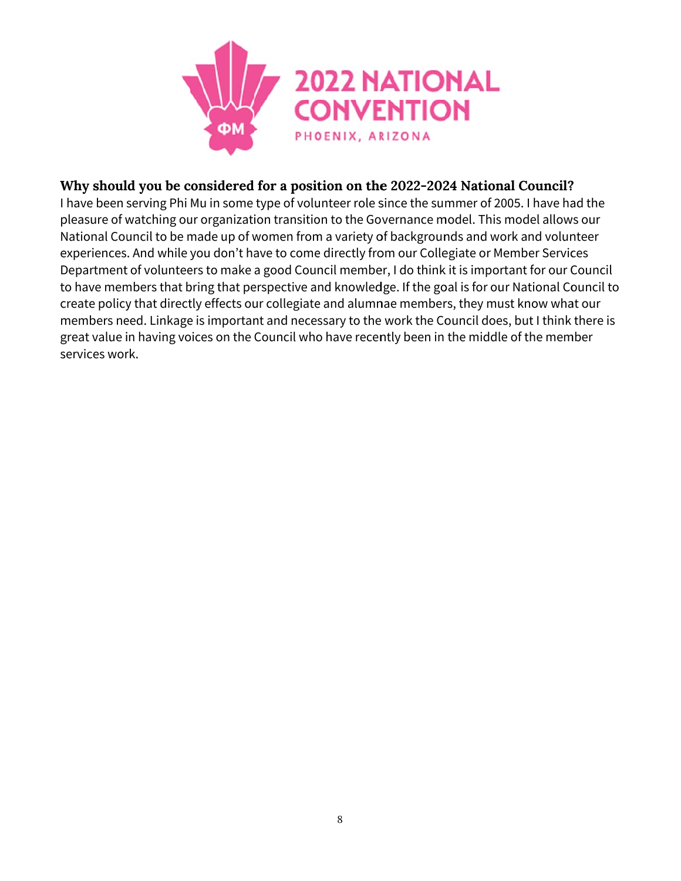2022 NATIONAL CONVENTION

PHOENIX, ARIZONA

**Why should you be considered for a position on the 2022-2024 National Council?**

I have been serving Phi Mu in some type of volunteer role since the summer of 2005. I have had the pleasure of watching our organization transition to the Governance model. This model allows our National Council to be made up of women from a variety of backgrounds and work and volunteer experiences. And while you don't have to come directly from our Collegiate or Member Services Department of volunteers to make a good Council member, I do think it is important for our Council to have members that bring that perspective and knowledge. If the goal is for our National Council to create policy that directly effects our collegiate and alumnae members, they must know what our members need. Linkage is important and necessary to the work the Council does, but I think there is great value in having voices on the Council who have recently been in the middle of the member services work.